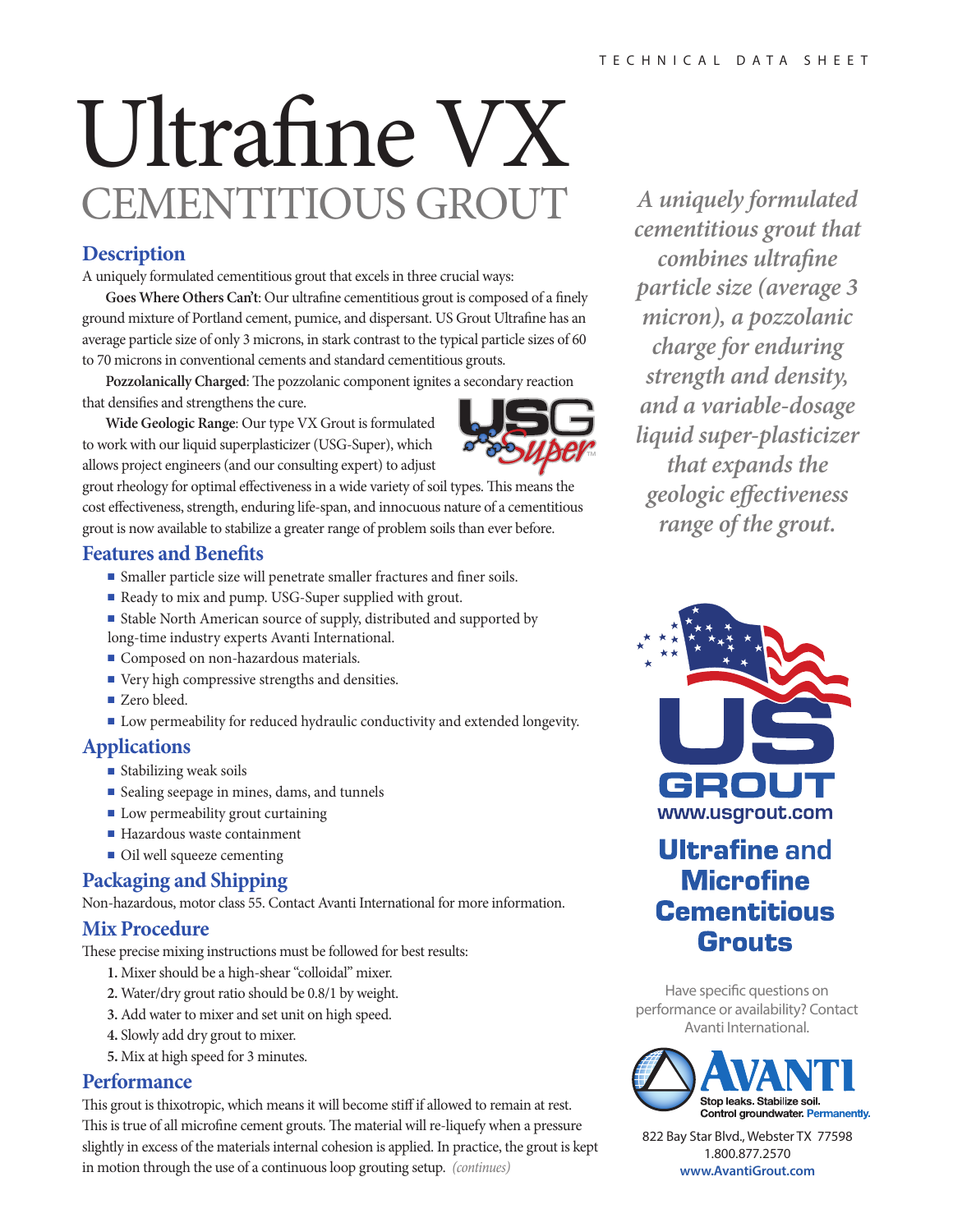TECHNICAL DATA SHEET

# Ultrafine VX
## CEMENTITIOUS GROUT

### Description

A uniquely formulated cementitious grout that excels in three crucial ways:

**Goes Where Others Can't**: Our ultrafine cementitious grout is composed of a finely ground mixture of Portland cement, pumice, and dispersant. US Grout Ultrafine has an average particle size of only 3 microns, in stark contrast to the typical particle sizes of 60 to 70 microns in conventional cements and standard cementitious grouts.

**Pozzolanically Charged**: The pozzolanic component ignites a secondary reaction that densifies and strengthens the cure.

**Wide Geologic Range**: Our type VX Grout is formulated to work with our liquid superplasticizer (USG-Super), which allows project engineers (and our consulting expert) to adjust grout rheology for optimal effectiveness in a wide variety of soil types. This means the cost effectiveness, strength, enduring life-span, and innocuous nature of a cementitious grout is now available to stabilize a greater range of problem soils than ever before.

USG Super™

### Features and Benefits

- Smaller particle size will penetrate smaller fractures and finer soils.
- Ready to mix and pump. USG-Super supplied with grout.
- Stable North American source of supply, distributed and supported by long-time industry experts Avanti International.
- Composed on non-hazardous materials.
- Very high compressive strengths and densities.
- Zero bleed.
- Low permeability for reduced hydraulic conductivity and extended longevity.

### Applications

- Stabilizing weak soils
- Sealing seepage in mines, dams, and tunnels
- Low permeability grout curtaining
- Hazardous waste containment
- Oil well squeeze cementing

### Packaging and Shipping

Non-hazardous, motor class 55. Contact Avanti International for more information.

### Mix Procedure

These precise mixing instructions must be followed for best results:

1. Mixer should be a high-shear "colloidal" mixer.
2. Water/dry grout ratio should be 0.8/1 by weight.
3. Add water to mixer and set unit on high speed.
4. Slowly add dry grout to mixer.
5. Mix at high speed for 3 minutes.

### Performance

This grout is thixotropic, which means it will become stiff if allowed to remain at rest. This is true of all microfine cement grouts. The material will re-liquefy when a pressure slightly in excess of the materials internal cohesion is applied. In practice, the grout is kept in motion through the use of a continuous loop grouting setup. *(continues)*

*A uniquely formulated cementitious grout that combines ultrafine particle size (average 3 micron), a pozzolanic charge for enduring strength and density, and a variable-dosage liquid super-plasticizer that expands the geologic effectiveness range of the grout.*

**US GROUT**
www.usgrout.com

**Ultrafine and Microfine Cementitious Grouts**

Have specific questions on performance or availability? Contact Avanti International.

**AVANTI**
Stop leaks. Stabilize soil. Control groundwater. Permanently.

822 Bay Star Blvd., Webster TX 77598
1.800.877.2570
www.AvantiGrout.com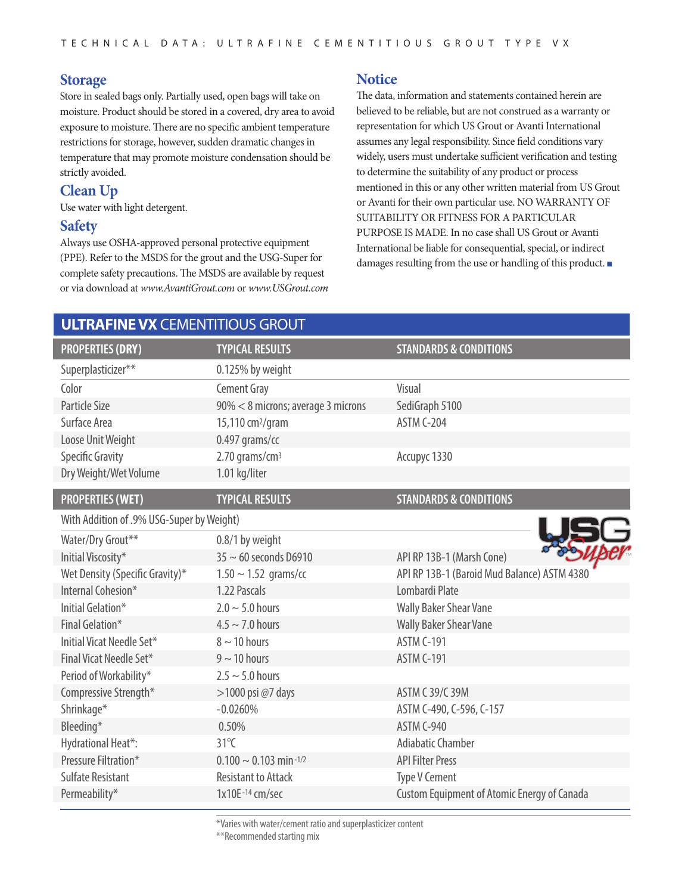## Storage

Store in sealed bags only. Partially used, open bags will take on moisture. Product should be stored in a covered, dry area to avoid exposure to moisture. There are no specific ambient temperature restrictions for storage, however, sudden dramatic changes in temperature that may promote moisture condensation should be strictly avoided.

## Clean Up

Use water with light detergent.

## Safety

Always use OSHA-approved personal protective equipment (PPE). Refer to the MSDS for the grout and the USG-Super for complete safety precautions. The MSDS are available by request or via download at *www.AvantiGrout.com* or *www.USGrout.com*

## Notice

The data, information and statements contained herein are believed to be reliable, but are not construed as a warranty or representation for which US Grout or Avanti International assumes any legal responsibility. Since field conditions vary widely, users must undertake sufficient verification and testing to determine the suitability of any product or process mentioned in this or any other written material from US Grout or Avanti for their own particular use. NO WARRANTY OF SUITABILITY OR FITNESS FOR A PARTICULAR PURPOSE IS MADE. In no case shall US Grout or Avanti International be liable for consequential, special, or indirect damages resulting from the use or handling of this product. ■

## ULTRAFINE VX CEMENTITIOUS GROUT

| PROPERTIES (DRY) | TYPICAL RESULTS | STANDARDS & CONDITIONS |
|---|---|---|
| Superplasticizer** | 0.125% by weight | |
| Color | Cement Gray | Visual |
| Particle Size | 90% < 8 microns; average 3 microns | SediGraph 5100 |
| Surface Area | 15,110 $cm^2$/gram | ASTM C-204 |
| Loose Unit Weight | 0.497 grams/cc | |
| Specific Gravity | 2.70 grams/$cm^3$ | Accupyc 1330 |
| Dry Weight/Wet Volume | 1.01 kg/liter | |
| **PROPERTIES (WET)** | **TYPICAL RESULTS** | **STANDARDS & CONDITIONS** |
| With Addition of .9% USG-Super by Weight) | | |
| Water/Dry Grout** | 0.8/1 by weight | |
| Initial Viscosity* | 35 ~ 60 seconds D6910 | API RP 13B-1 (Marsh Cone) |
| Wet Density (Specific Gravity)* | 1.50 ~ 1.52 grams/cc | API RP 13B-1 (Baroid Mud Balance) ASTM 4380 |
| Internal Cohesion* | 1.22 Pascals | Lombardi Plate |
| Initial Gelation* | 2.0 ~ 5.0 hours | Wally Baker Shear Vane |
| Final Gelation* | 4.5 ~ 7.0 hours | Wally Baker Shear Vane |
| Initial Vicat Needle Set* | 8 ~ 10 hours | ASTM C-191 |
| Final Vicat Needle Set* | 9 ~ 10 hours | ASTM C-191 |
| Period of Workability* | 2.5 ~ 5.0 hours | |
| Compressive Strength* | >1000 psi @7 days | ASTM C 39/C 39M |
| Shrinkage* | -0.0260% | ASTM C-490, C-596, C-157 |
| Bleeding* | 0.50% | ASTM C-940 |
| Hydrational Heat*: | 31°C | Adiabatic Chamber |
| Pressure Filtration* | 0.100 ~ 0.103 $min^{-1/2}$ | API Filter Press |
| Sulfate Resistant | Resistant to Attack | Type V Cement |
| Permeability* | 1x10E$^{-14}$ cm/sec | Custom Equipment of Atomic Energy of Canada |

*Varies with water/cement ratio and superplasticizer content
**Recommended starting mix